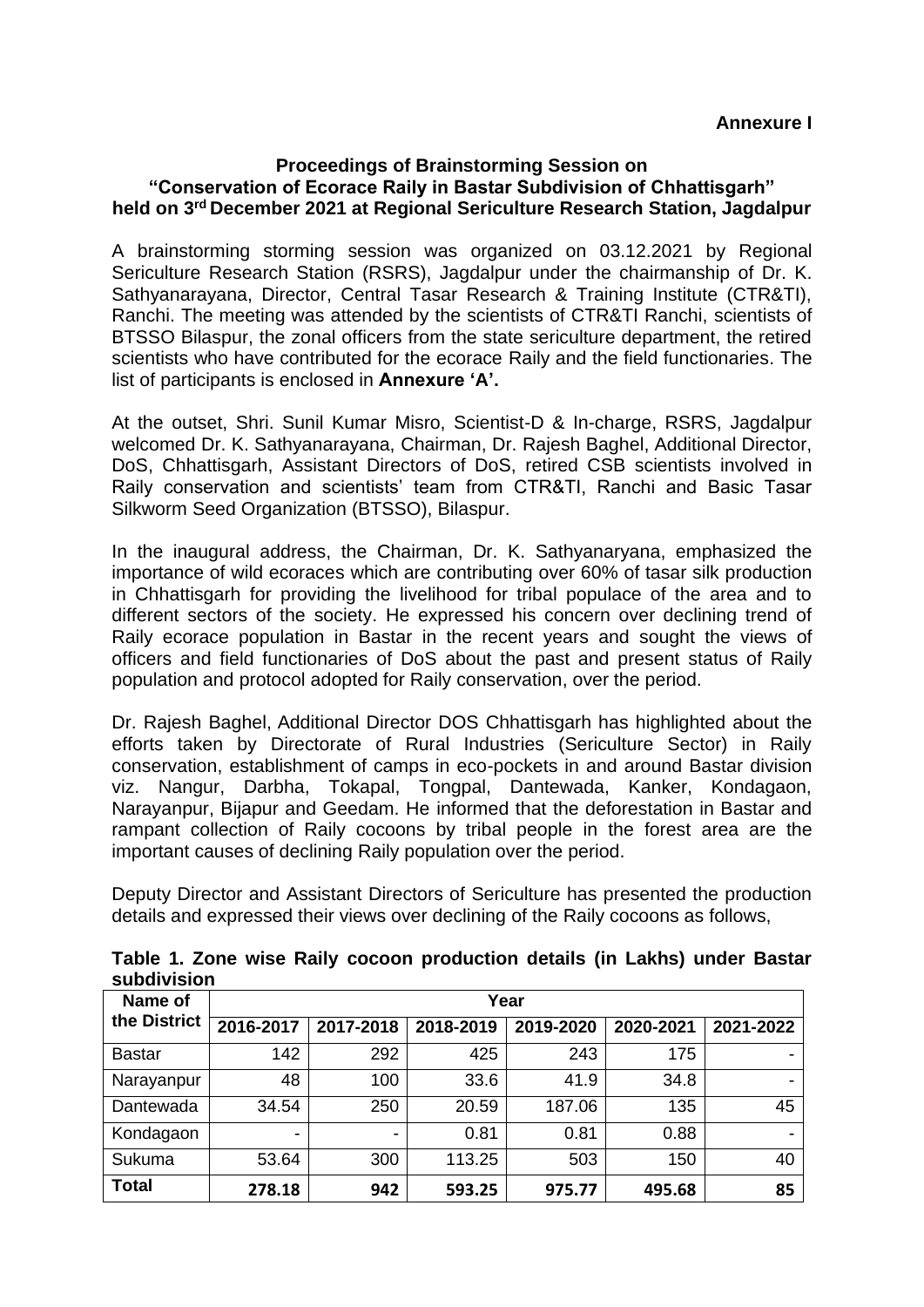**Annexure I**

**Proceedings of Brainstorming Session on**
**"Conservation of Ecorace Raily in Bastar Subdivision of Chhattisgarh"**
**held on 3rd December 2021 at Regional Sericulture Research Station, Jagdalpur**

A brainstorming storming session was organized on 03.12.2021 by Regional Sericulture Research Station (RSRS), Jagdalpur under the chairmanship of Dr. K. Sathyanarayana, Director, Central Tasar Research & Training Institute (CTR&TI), Ranchi. The meeting was attended by the scientists of CTR&TI Ranchi, scientists of BTSSO Bilaspur, the zonal officers from the state sericulture department, the retired scientists who have contributed for the ecorace Raily and the field functionaries. The list of participants is enclosed in **Annexure 'A'.**

At the outset, Shri. Sunil Kumar Misro, Scientist-D & In-charge, RSRS, Jagdalpur welcomed Dr. K. Sathyanarayana, Chairman, Dr. Rajesh Baghel, Additional Director, DoS, Chhattisgarh, Assistant Directors of DoS, retired CSB scientists involved in Raily conservation and scientists' team from CTR&TI, Ranchi and Basic Tasar Silkworm Seed Organization (BTSSO), Bilaspur.

In the inaugural address, the Chairman, Dr. K. Sathyanaryana, emphasized the importance of wild ecoraces which are contributing over 60% of tasar silk production in Chhattisgarh for providing the livelihood for tribal populace of the area and to different sectors of the society. He expressed his concern over declining trend of Raily ecorace population in Bastar in the recent years and sought the views of officers and field functionaries of DoS about the past and present status of Raily population and protocol adopted for Raily conservation, over the period.

Dr. Rajesh Baghel, Additional Director DOS Chhattisgarh has highlighted about the efforts taken by Directorate of Rural Industries (Sericulture Sector) in Raily conservation, establishment of camps in eco-pockets in and around Bastar division viz. Nangur, Darbha, Tokapal, Tongpal, Dantewada, Kanker, Kondagaon, Narayanpur, Bijapur and Geedam. He informed that the deforestation in Bastar and rampant collection of Raily cocoons by tribal people in the forest area are the important causes of declining Raily population over the period.

Deputy Director and Assistant Directors of Sericulture has presented the production details and expressed their views over declining of the Raily cocoons as follows,

**Table 1. Zone wise Raily cocoon production details (in Lakhs) under Bastar subdivision**

| Name of the District | Year | | | | | |
|---|---|---|---|---|---|---|
| | 2016-2017 | 2017-2018 | 2018-2019 | 2019-2020 | 2020-2021 | 2021-2022 |
| Bastar | 142 | 292 | 425 | 243 | 175 | - |
| Narayanpur | 48 | 100 | 33.6 | 41.9 | 34.8 | - |
| Dantewada | 34.54 | 250 | 20.59 | 187.06 | 135 | 45 |
| Kondagaon | - | - | 0.81 | 0.81 | 0.88 | - |
| Sukuma | 53.64 | 300 | 113.25 | 503 | 150 | 40 |
| **Total** | **278.18** | **942** | **593.25** | **975.77** | **495.68** | **85** |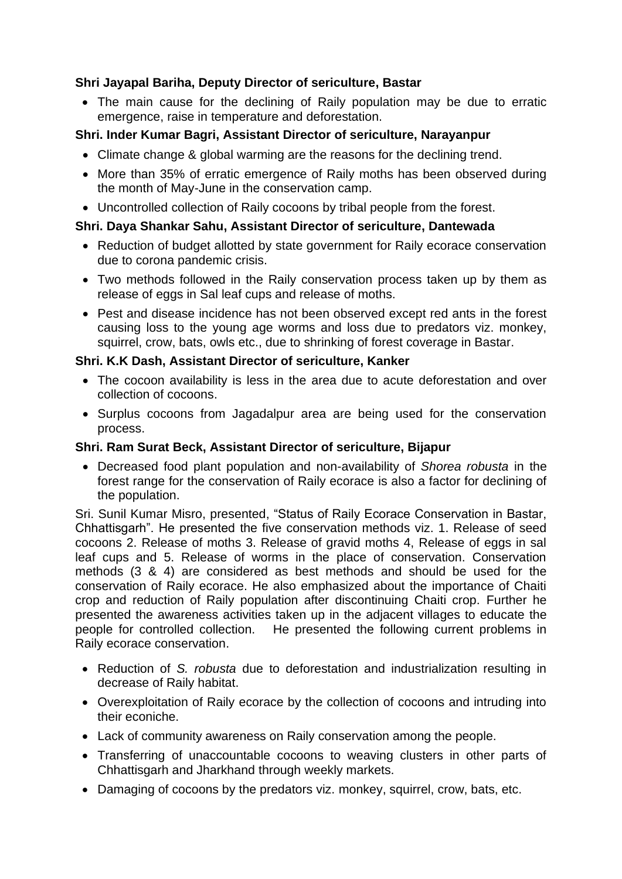**Shri Jayapal Bariha, Deputy Director of sericulture, Bastar**

- The main cause for the declining of Raily population may be due to erratic emergence, raise in temperature and deforestation.

**Shri. Inder Kumar Bagri, Assistant Director of sericulture, Narayanpur**

- Climate change & global warming are the reasons for the declining trend.
- More than 35% of erratic emergence of Raily moths has been observed during the month of May-June in the conservation camp.
- Uncontrolled collection of Raily cocoons by tribal people from the forest.

**Shri. Daya Shankar Sahu, Assistant Director of sericulture, Dantewada**

- Reduction of budget allotted by state government for Raily ecorace conservation due to corona pandemic crisis.
- Two methods followed in the Raily conservation process taken up by them as release of eggs in Sal leaf cups and release of moths.
- Pest and disease incidence has not been observed except red ants in the forest causing loss to the young age worms and loss due to predators viz. monkey, squirrel, crow, bats, owls etc., due to shrinking of forest coverage in Bastar.

**Shri. K.K Dash, Assistant Director of sericulture, Kanker**

- The cocoon availability is less in the area due to acute deforestation and over collection of cocoons.
- Surplus cocoons from Jagadalpur area are being used for the conservation process.

**Shri. Ram Surat Beck, Assistant Director of sericulture, Bijapur**

- Decreased food plant population and non-availability of *Shorea robusta* in the forest range for the conservation of Raily ecorace is also a factor for declining of the population.

Sri. Sunil Kumar Misro, presented, "Status of Raily Ecorace Conservation in Bastar, Chhattisgarh". He presented the five conservation methods viz. 1. Release of seed cocoons 2. Release of moths 3. Release of gravid moths 4, Release of eggs in sal leaf cups and 5. Release of worms in the place of conservation. Conservation methods (3 & 4) are considered as best methods and should be used for the conservation of Raily ecorace. He also emphasized about the importance of Chaiti crop and reduction of Raily population after discontinuing Chaiti crop. Further he presented the awareness activities taken up in the adjacent villages to educate the people for controlled collection. He presented the following current problems in Raily ecorace conservation.

- Reduction of *S. robusta* due to deforestation and industrialization resulting in decrease of Raily habitat.
- Overexploitation of Raily ecorace by the collection of cocoons and intruding into their econiche.
- Lack of community awareness on Raily conservation among the people.
- Transferring of unaccountable cocoons to weaving clusters in other parts of Chhattisgarh and Jharkhand through weekly markets.
- Damaging of cocoons by the predators viz. monkey, squirrel, crow, bats, etc.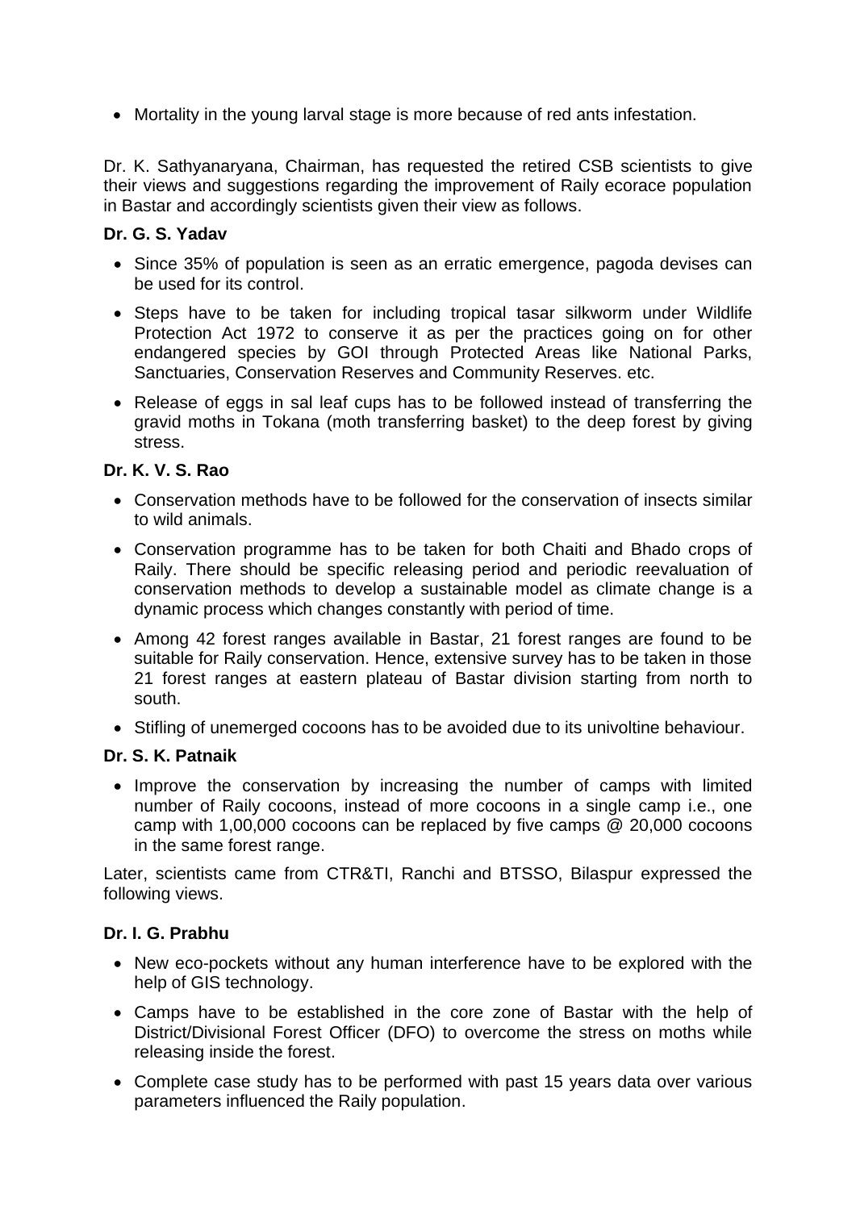- Mortality in the young larval stage is more because of red ants infestation.

Dr. K. Sathyanaryana, Chairman, has requested the retired CSB scientists to give their views and suggestions regarding the improvement of Raily ecorace population in Bastar and accordingly scientists given their view as follows.

**Dr. G. S. Yadav**

- Since 35% of population is seen as an erratic emergence, pagoda devises can be used for its control.
- Steps have to be taken for including tropical tasar silkworm under Wildlife Protection Act 1972 to conserve it as per the practices going on for other endangered species by GOI through Protected Areas like National Parks, Sanctuaries, Conservation Reserves and Community Reserves. etc.
- Release of eggs in sal leaf cups has to be followed instead of transferring the gravid moths in Tokana (moth transferring basket) to the deep forest by giving stress.

**Dr. K. V. S. Rao**

- Conservation methods have to be followed for the conservation of insects similar to wild animals.
- Conservation programme has to be taken for both Chaiti and Bhado crops of Raily. There should be specific releasing period and periodic reevaluation of conservation methods to develop a sustainable model as climate change is a dynamic process which changes constantly with period of time.
- Among 42 forest ranges available in Bastar, 21 forest ranges are found to be suitable for Raily conservation. Hence, extensive survey has to be taken in those 21 forest ranges at eastern plateau of Bastar division starting from north to south.
- Stifling of unemerged cocoons has to be avoided due to its univoltine behaviour.

**Dr. S. K. Patnaik**

- Improve the conservation by increasing the number of camps with limited number of Raily cocoons, instead of more cocoons in a single camp i.e., one camp with 1,00,000 cocoons can be replaced by five camps @ 20,000 cocoons in the same forest range.

Later, scientists came from CTR&TI, Ranchi and BTSSO, Bilaspur expressed the following views.

**Dr. I. G. Prabhu**

- New eco-pockets without any human interference have to be explored with the help of GIS technology.
- Camps have to be established in the core zone of Bastar with the help of District/Divisional Forest Officer (DFO) to overcome the stress on moths while releasing inside the forest.
- Complete case study has to be performed with past 15 years data over various parameters influenced the Raily population.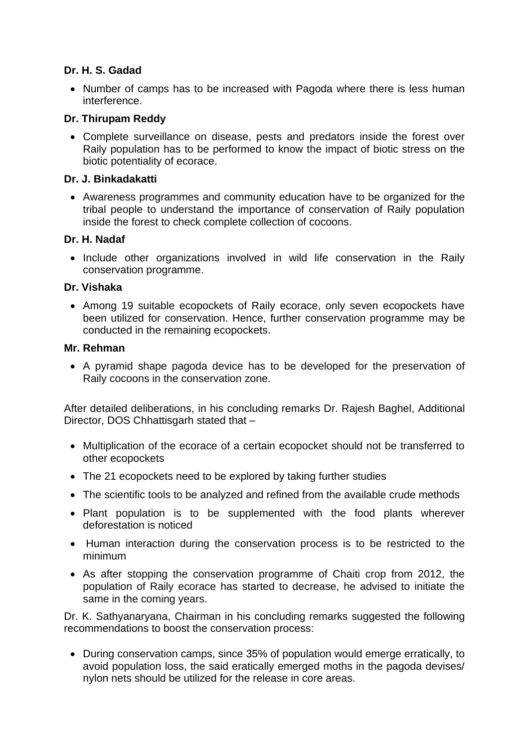**Dr. H. S. Gadad**

- Number of camps has to be increased with Pagoda where there is less human interference.

**Dr. Thirupam Reddy**

- Complete surveillance on disease, pests and predators inside the forest over Raily population has to be performed to know the impact of biotic stress on the biotic potentiality of ecorace.

**Dr. J. Binkadakatti**

- Awareness programmes and community education have to be organized for the tribal people to understand the importance of conservation of Raily population inside the forest to check complete collection of cocoons.

**Dr. H. Nadaf**

- Include other organizations involved in wild life conservation in the Raily conservation programme.

**Dr. Vishaka**

- Among 19 suitable ecopockets of Raily ecorace, only seven ecopockets have been utilized for conservation. Hence, further conservation programme may be conducted in the remaining ecopockets.

**Mr. Rehman**

- A pyramid shape pagoda device has to be developed for the preservation of Raily cocoons in the conservation zone.

After detailed deliberations, in his concluding remarks Dr. Rajesh Baghel, Additional Director, DOS Chhattisgarh stated that –

- Multiplication of the ecorace of a certain ecopocket should not be transferred to other ecopockets
- The 21 ecopockets need to be explored by taking further studies
- The scientific tools to be analyzed and refined from the available crude methods
- Plant population is to be supplemented with the food plants wherever deforestation is noticed
- Human interaction during the conservation process is to be restricted to the minimum
- As after stopping the conservation programme of Chaiti crop from 2012, the population of Raily ecorace has started to decrease, he advised to initiate the same in the coming years.

Dr. K. Sathyanaryana, Chairman in his concluding remarks suggested the following recommendations to boost the conservation process:

- During conservation camps, since 35% of population would emerge erratically, to avoid population loss, the said eratically emerged moths in the pagoda devises/ nylon nets should be utilized for the release in core areas.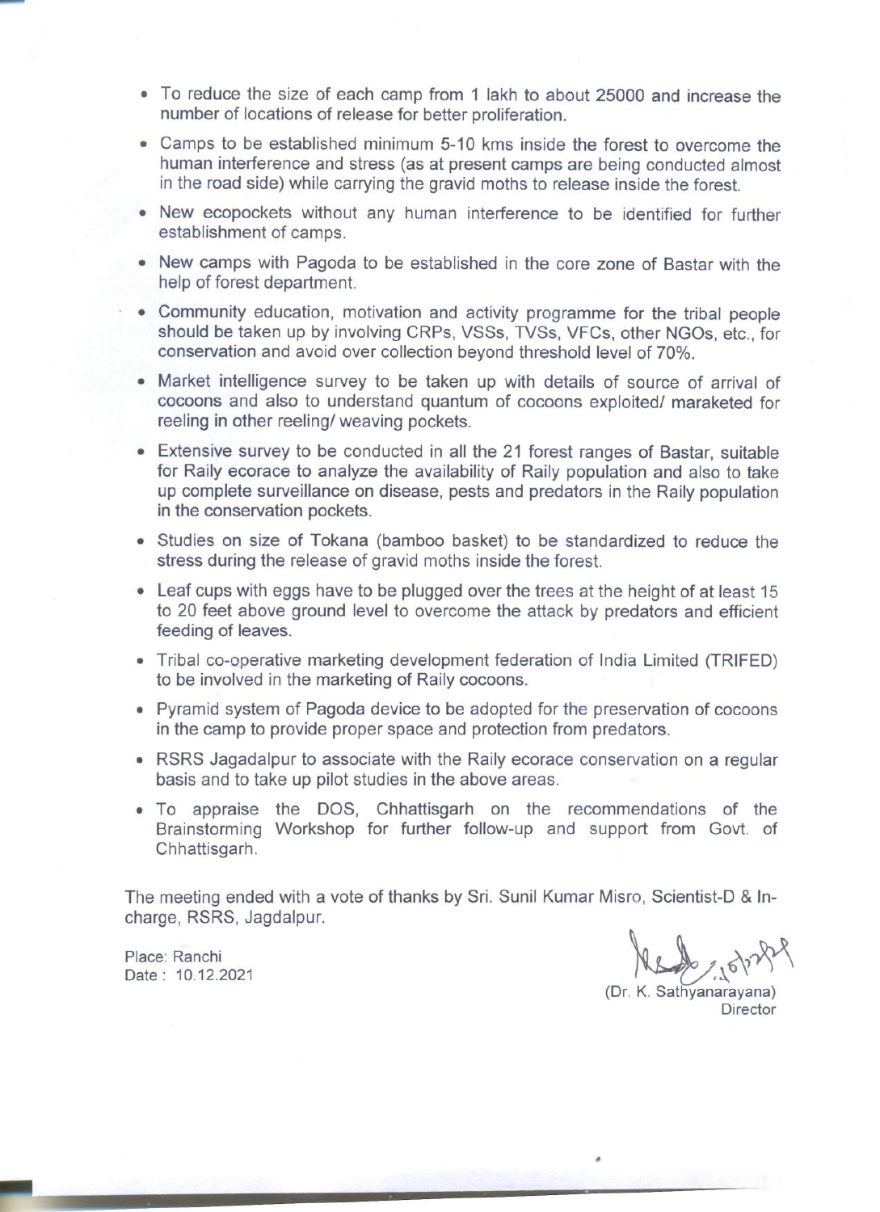- To reduce the size of each camp from 1 lakh to about 25000 and increase the number of locations of release for better proliferation.
- Camps to be established minimum 5-10 kms inside the forest to overcome the human interference and stress (as at present camps are being conducted almost in the road side) while carrying the gravid moths to release inside the forest.
- New ecopockets without any human interference to be identified for further establishment of camps.
- New camps with Pagoda to be established in the core zone of Bastar with the help of forest department.
- Community education, motivation and activity programme for the tribal people should be taken up by involving CRPs, VSSs, TVSs, VFCs, other NGOs, etc., for conservation and avoid over collection beyond threshold level of 70%.
- Market intelligence survey to be taken up with details of source of arrival of cocoons and also to understand quantum of cocoons exploited/ maraketed for reeling in other reeling/ weaving pockets.
- Extensive survey to be conducted in all the 21 forest ranges of Bastar, suitable for Raily ecorace to analyze the availability of Raily population and also to take up complete surveillance on disease, pests and predators in the Raily population in the conservation pockets.
- Studies on size of Tokana (bamboo basket) to be standardized to reduce the stress during the release of gravid moths inside the forest.
- Leaf cups with eggs have to be plugged over the trees at the height of at least 15 to 20 feet above ground level to overcome the attack by predators and efficient feeding of leaves.
- Tribal co-operative marketing development federation of India Limited (TRIFED) to be involved in the marketing of Raily cocoons.
- Pyramid system of Pagoda device to be adopted for the preservation of cocoons in the camp to provide proper space and protection from predators.
- RSRS Jagadalpur to associate with the Raily ecorace conservation on a regular basis and to take up pilot studies in the above areas.
- To appraise the DOS, Chhattisgarh on the recommendations of the Brainstorming Workshop for further follow-up and support from Govt. of Chhattisgarh.

The meeting ended with a vote of thanks by Sri. Sunil Kumar Misro, Scientist-D & In-charge, RSRS, Jagdalpur.

Place: Ranchi
Date : 10.12.2021

(Dr. K. Sathyanarayana)
Director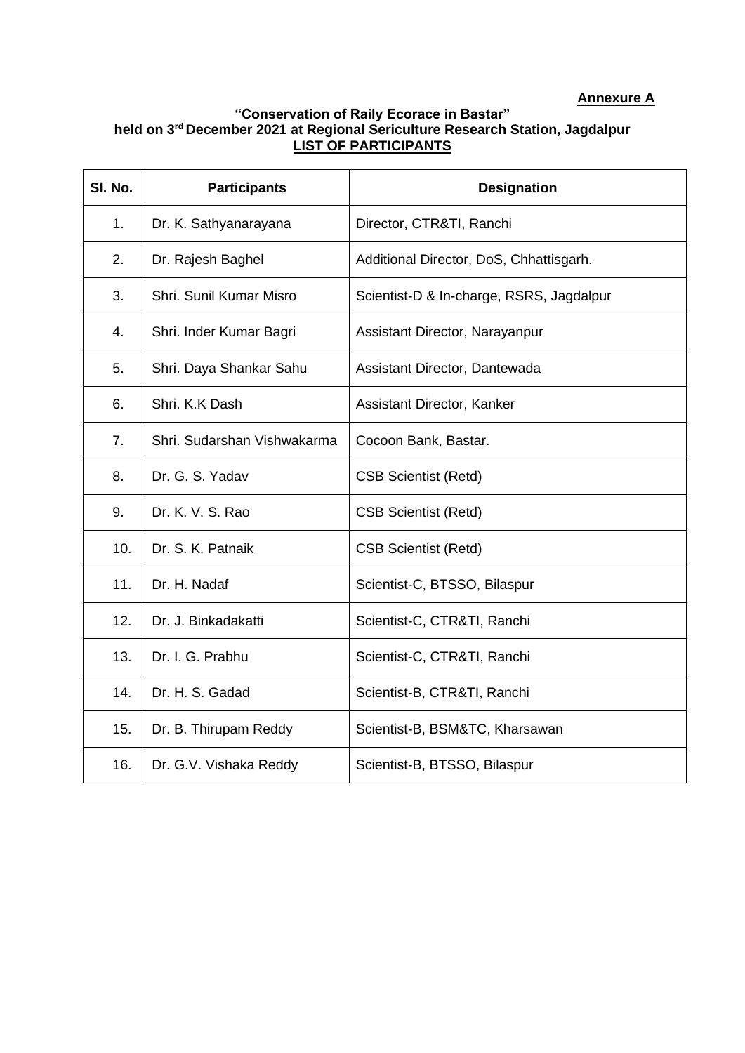**Annexure A**

**"Conservation of Raily Ecorace in Bastar"**
**held on 3rd December 2021 at Regional Sericulture Research Station, Jagdalpur**
**LIST OF PARTICIPANTS**

| Sl. No. | Participants | Designation |
|---|---|---|
| 1. | Dr. K. Sathyanarayana | Director, CTR&TI, Ranchi |
| 2. | Dr. Rajesh Baghel | Additional Director, DoS, Chhattisgarh. |
| 3. | Shri. Sunil Kumar Misro | Scientist-D & In-charge, RSRS, Jagdalpur |
| 4. | Shri. Inder Kumar Bagri | Assistant Director, Narayanpur |
| 5. | Shri. Daya Shankar Sahu | Assistant Director, Dantewada |
| 6. | Shri. K.K Dash | Assistant Director, Kanker |
| 7. | Shri. Sudarshan Vishwakarma | Cocoon Bank, Bastar. |
| 8. | Dr. G. S. Yadav | CSB Scientist (Retd) |
| 9. | Dr. K. V. S. Rao | CSB Scientist (Retd) |
| 10. | Dr. S. K. Patnaik | CSB Scientist (Retd) |
| 11. | Dr. H. Nadaf | Scientist-C, BTSSO, Bilaspur |
| 12. | Dr. J. Binkadakatti | Scientist-C, CTR&TI, Ranchi |
| 13. | Dr. I. G. Prabhu | Scientist-C, CTR&TI, Ranchi |
| 14. | Dr. H. S. Gadad | Scientist-B, CTR&TI, Ranchi |
| 15. | Dr. B. Thirupam Reddy | Scientist-B, BSM&TC, Kharsawan |
| 16. | Dr. G.V. Vishaka Reddy | Scientist-B, BTSSO, Bilaspur |